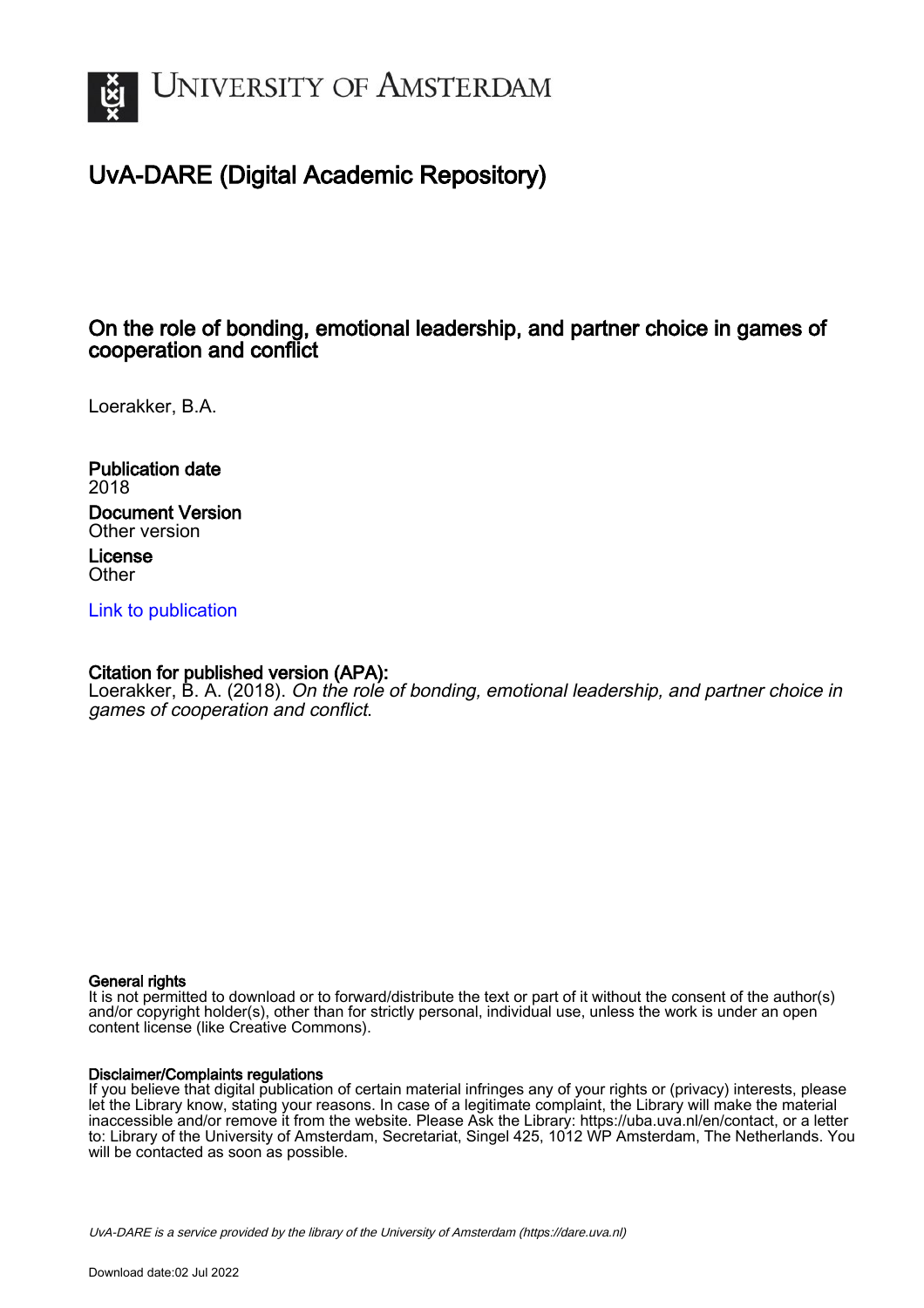# UvA-DARE (Digital Academic Repository)

## On the role of bonding, emotional leadership, and partner choice in games of cooperation and conflict

Loerakker, B.A.

**Publication date**
2018

**Document Version**
Other version

**License**
Other

[Link to publication]

**Citation for published version (APA):**
Loerakker, B. A. (2018). *On the role of bonding, emotional leadership, and partner choice in games of cooperation and conflict.*

**General rights**
It is not permitted to download or to forward/distribute the text or part of it without the consent of the author(s) and/or copyright holder(s), other than for strictly personal, individual use, unless the work is under an open content license (like Creative Commons).

**Disclaimer/Complaints regulations**
If you believe that digital publication of certain material infringes any of your rights or (privacy) interests, please let the Library know, stating your reasons. In case of a legitimate complaint, the Library will make the material inaccessible and/or remove it from the website. Please Ask the Library: https://uba.uva.nl/en/contact, or a letter to: Library of the University of Amsterdam, Secretariat, Singel 425, 1012 WP Amsterdam, The Netherlands. You will be contacted as soon as possible.

*UvA-DARE is a service provided by the library of the University of Amsterdam (https://dare.uva.nl)*

Download date:02 Jul 2022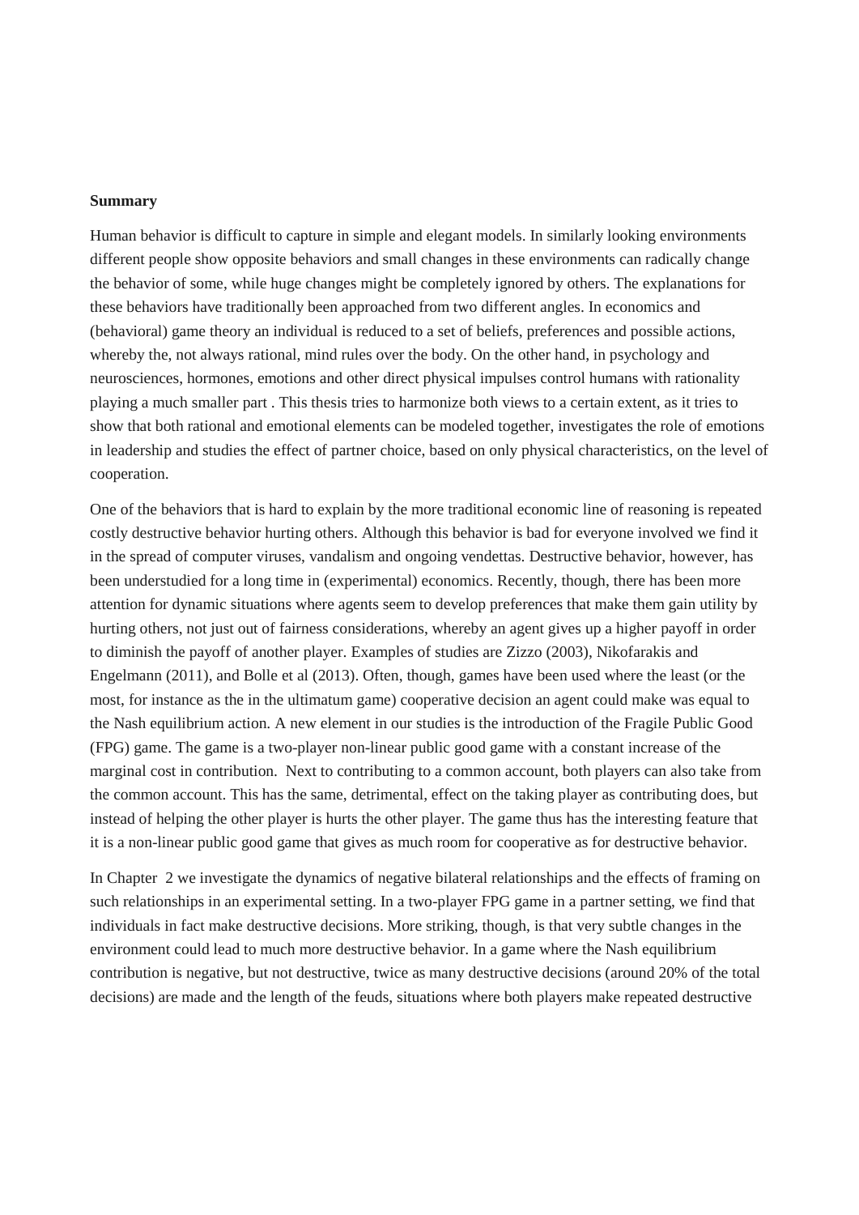**Summary**

Human behavior is difficult to capture in simple and elegant models. In similarly looking environments different people show opposite behaviors and small changes in these environments can radically change the behavior of some, while huge changes might be completely ignored by others. The explanations for these behaviors have traditionally been approached from two different angles. In economics and (behavioral) game theory an individual is reduced to a set of beliefs, preferences and possible actions, whereby the, not always rational, mind rules over the body. On the other hand, in psychology and neurosciences, hormones, emotions and other direct physical impulses control humans with rationality playing a much smaller part . This thesis tries to harmonize both views to a certain extent, as it tries to show that both rational and emotional elements can be modeled together, investigates the role of emotions in leadership and studies the effect of partner choice, based on only physical characteristics, on the level of cooperation.

One of the behaviors that is hard to explain by the more traditional economic line of reasoning is repeated costly destructive behavior hurting others. Although this behavior is bad for everyone involved we find it in the spread of computer viruses, vandalism and ongoing vendettas. Destructive behavior, however, has been understudied for a long time in (experimental) economics. Recently, though, there has been more attention for dynamic situations where agents seem to develop preferences that make them gain utility by hurting others, not just out of fairness considerations, whereby an agent gives up a higher payoff in order to diminish the payoff of another player. Examples of studies are Zizzo (2003), Nikofarakis and Engelmann (2011), and Bolle et al (2013). Often, though, games have been used where the least (or the most, for instance as the in the ultimatum game) cooperative decision an agent could make was equal to the Nash equilibrium action. A new element in our studies is the introduction of the Fragile Public Good (FPG) game. The game is a two-player non-linear public good game with a constant increase of the marginal cost in contribution. Next to contributing to a common account, both players can also take from the common account. This has the same, detrimental, effect on the taking player as contributing does, but instead of helping the other player is hurts the other player. The game thus has the interesting feature that it is a non-linear public good game that gives as much room for cooperative as for destructive behavior.

In Chapter 2 we investigate the dynamics of negative bilateral relationships and the effects of framing on such relationships in an experimental setting. In a two-player FPG game in a partner setting, we find that individuals in fact make destructive decisions. More striking, though, is that very subtle changes in the environment could lead to much more destructive behavior. In a game where the Nash equilibrium contribution is negative, but not destructive, twice as many destructive decisions (around 20% of the total decisions) are made and the length of the feuds, situations where both players make repeated destructive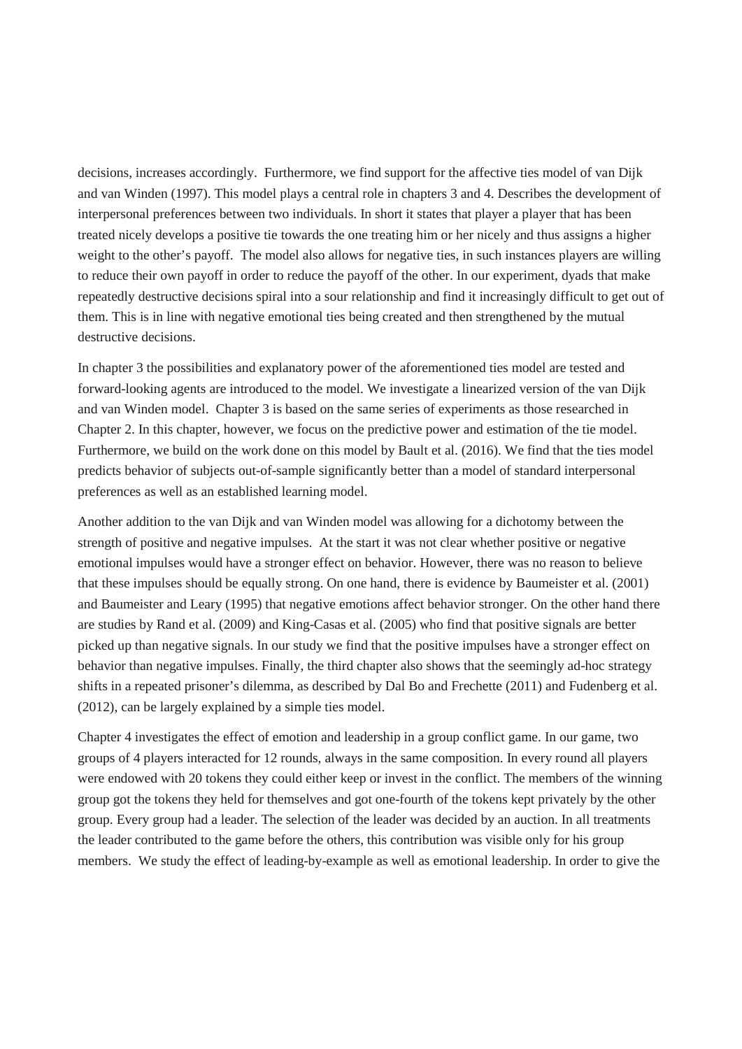decisions, increases accordingly. Furthermore, we find support for the affective ties model of van Dijk and van Winden (1997). This model plays a central role in chapters 3 and 4. Describes the development of interpersonal preferences between two individuals. In short it states that player a player that has been treated nicely develops a positive tie towards the one treating him or her nicely and thus assigns a higher weight to the other's payoff. The model also allows for negative ties, in such instances players are willing to reduce their own payoff in order to reduce the payoff of the other. In our experiment, dyads that make repeatedly destructive decisions spiral into a sour relationship and find it increasingly difficult to get out of them. This is in line with negative emotional ties being created and then strengthened by the mutual destructive decisions.

In chapter 3 the possibilities and explanatory power of the aforementioned ties model are tested and forward-looking agents are introduced to the model. We investigate a linearized version of the van Dijk and van Winden model. Chapter 3 is based on the same series of experiments as those researched in Chapter 2. In this chapter, however, we focus on the predictive power and estimation of the tie model. Furthermore, we build on the work done on this model by Bault et al. (2016). We find that the ties model predicts behavior of subjects out-of-sample significantly better than a model of standard interpersonal preferences as well as an established learning model.

Another addition to the van Dijk and van Winden model was allowing for a dichotomy between the strength of positive and negative impulses. At the start it was not clear whether positive or negative emotional impulses would have a stronger effect on behavior. However, there was no reason to believe that these impulses should be equally strong. On one hand, there is evidence by Baumeister et al. (2001) and Baumeister and Leary (1995) that negative emotions affect behavior stronger. On the other hand there are studies by Rand et al. (2009) and King-Casas et al. (2005) who find that positive signals are better picked up than negative signals. In our study we find that the positive impulses have a stronger effect on behavior than negative impulses. Finally, the third chapter also shows that the seemingly ad-hoc strategy shifts in a repeated prisoner's dilemma, as described by Dal Bo and Frechette (2011) and Fudenberg et al. (2012), can be largely explained by a simple ties model.

Chapter 4 investigates the effect of emotion and leadership in a group conflict game. In our game, two groups of 4 players interacted for 12 rounds, always in the same composition. In every round all players were endowed with 20 tokens they could either keep or invest in the conflict. The members of the winning group got the tokens they held for themselves and got one-fourth of the tokens kept privately by the other group. Every group had a leader. The selection of the leader was decided by an auction. In all treatments the leader contributed to the game before the others, this contribution was visible only for his group members. We study the effect of leading-by-example as well as emotional leadership. In order to give the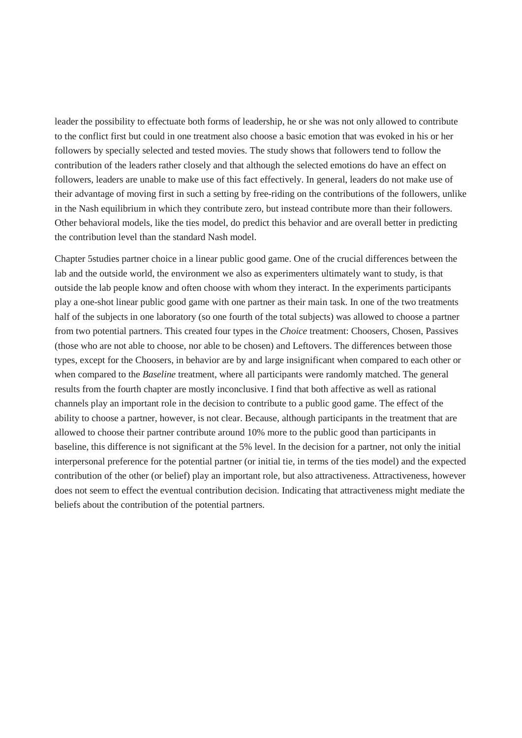leader the possibility to effectuate both forms of leadership, he or she was not only allowed to contribute to the conflict first but could in one treatment also choose a basic emotion that was evoked in his or her followers by specially selected and tested movies. The study shows that followers tend to follow the contribution of the leaders rather closely and that although the selected emotions do have an effect on followers, leaders are unable to make use of this fact effectively. In general, leaders do not make use of their advantage of moving first in such a setting by free-riding on the contributions of the followers, unlike in the Nash equilibrium in which they contribute zero, but instead contribute more than their followers. Other behavioral models, like the ties model, do predict this behavior and are overall better in predicting the contribution level than the standard Nash model.

Chapter 5studies partner choice in a linear public good game. One of the crucial differences between the lab and the outside world, the environment we also as experimenters ultimately want to study, is that outside the lab people know and often choose with whom they interact. In the experiments participants play a one-shot linear public good game with one partner as their main task. In one of the two treatments half of the subjects in one laboratory (so one fourth of the total subjects) was allowed to choose a partner from two potential partners. This created four types in the *Choice* treatment: Choosers, Chosen, Passives (those who are not able to choose, nor able to be chosen) and Leftovers. The differences between those types, except for the Choosers, in behavior are by and large insignificant when compared to each other or when compared to the *Baseline* treatment, where all participants were randomly matched. The general results from the fourth chapter are mostly inconclusive. I find that both affective as well as rational channels play an important role in the decision to contribute to a public good game. The effect of the ability to choose a partner, however, is not clear. Because, although participants in the treatment that are allowed to choose their partner contribute around 10% more to the public good than participants in baseline, this difference is not significant at the 5% level. In the decision for a partner, not only the initial interpersonal preference for the potential partner (or initial tie, in terms of the ties model) and the expected contribution of the other (or belief) play an important role, but also attractiveness. Attractiveness, however does not seem to effect the eventual contribution decision. Indicating that attractiveness might mediate the beliefs about the contribution of the potential partners.